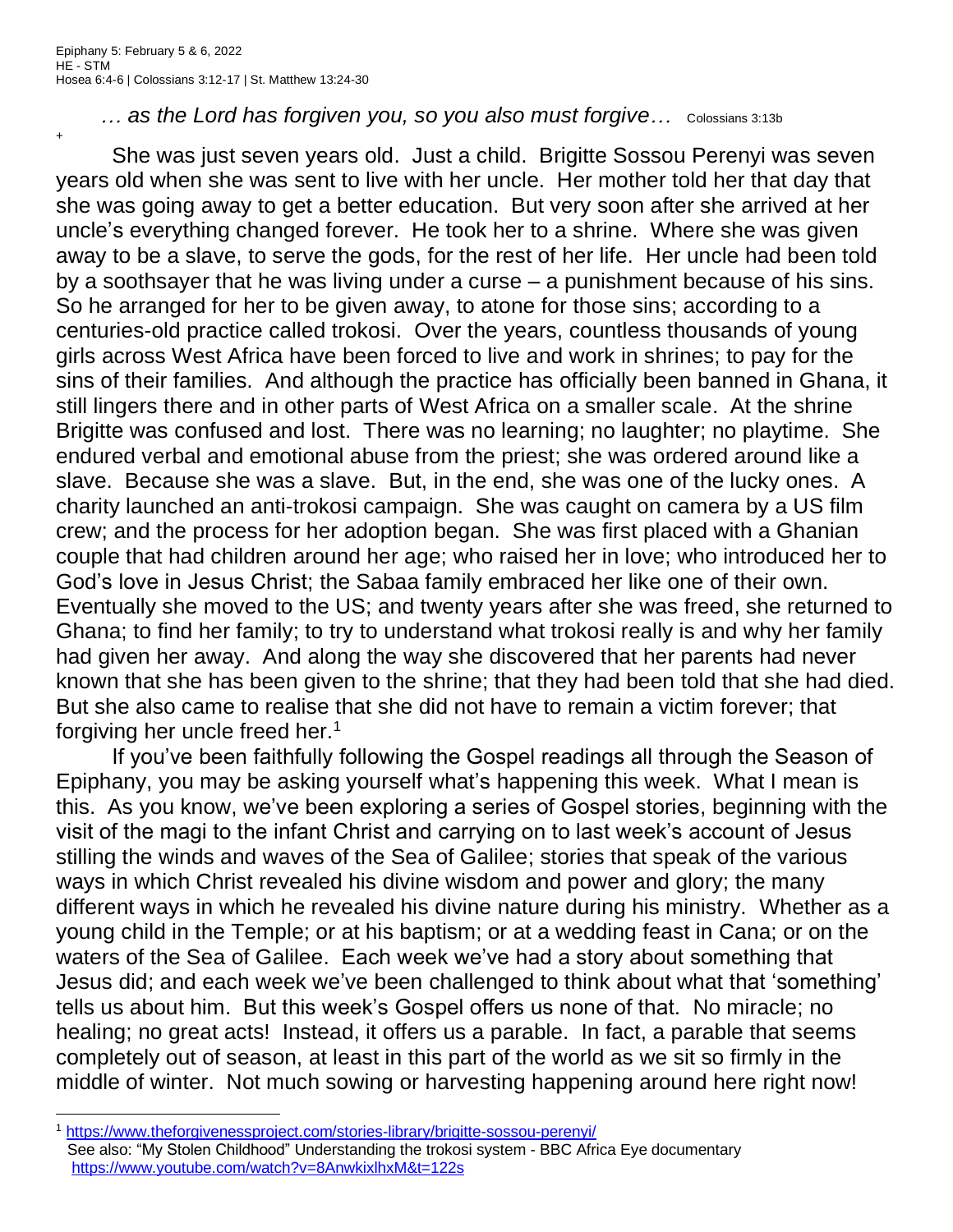Epiphany 5: February 5 & 6, 2022
HE - STM
Hosea 6:4-6 | Colossians 3:12-17 | St. Matthew 13:24-30

*… as the Lord has forgiven you, so you also must forgive…* Colossians 3:13b

+

She was just seven years old. Just a child. Brigitte Sossou Perenyi was seven years old when she was sent to live with her uncle. Her mother told her that day that she was going away to get a better education. But very soon after she arrived at her uncle's everything changed forever. He took her to a shrine. Where she was given away to be a slave, to serve the gods, for the rest of her life. Her uncle had been told by a soothsayer that he was living under a curse – a punishment because of his sins. So he arranged for her to be given away, to atone for those sins; according to a centuries-old practice called trokosi. Over the years, countless thousands of young girls across West Africa have been forced to live and work in shrines; to pay for the sins of their families. And although the practice has officially been banned in Ghana, it still lingers there and in other parts of West Africa on a smaller scale. At the shrine Brigitte was confused and lost. There was no learning; no laughter; no playtime. She endured verbal and emotional abuse from the priest; she was ordered around like a slave. Because she was a slave. But, in the end, she was one of the lucky ones. A charity launched an anti-trokosi campaign. She was caught on camera by a US film crew; and the process for her adoption began. She was first placed with a Ghanian couple that had children around her age; who raised her in love; who introduced her to God's love in Jesus Christ; the Sabaa family embraced her like one of their own. Eventually she moved to the US; and twenty years after she was freed, she returned to Ghana; to find her family; to try to understand what trokosi really is and why her family had given her away. And along the way she discovered that her parents had never known that she has been given to the shrine; that they had been told that she had died. But she also came to realise that she did not have to remain a victim forever; that forgiving her uncle freed her.[1]

If you've been faithfully following the Gospel readings all through the Season of Epiphany, you may be asking yourself what's happening this week. What I mean is this. As you know, we've been exploring a series of Gospel stories, beginning with the visit of the magi to the infant Christ and carrying on to last week's account of Jesus stilling the winds and waves of the Sea of Galilee; stories that speak of the various ways in which Christ revealed his divine wisdom and power and glory; the many different ways in which he revealed his divine nature during his ministry. Whether as a young child in the Temple; or at his baptism; or at a wedding feast in Cana; or on the waters of the Sea of Galilee. Each week we've had a story about something that Jesus did; and each week we've been challenged to think about what that 'something' tells us about him. But this week's Gospel offers us none of that. No miracle; no healing; no great acts! Instead, it offers us a parable. In fact, a parable that seems completely out of season, at least in this part of the world as we sit so firmly in the middle of winter. Not much sowing or harvesting happening around here right now!

---

[1] https://www.theforgivenessproject.com/stories-library/brigitte-sossou-perenyi/
See also: "My Stolen Childhood" Understanding the trokosi system - BBC Africa Eye documentary
https://www.youtube.com/watch?v=8AnwkixlhxM&t=122s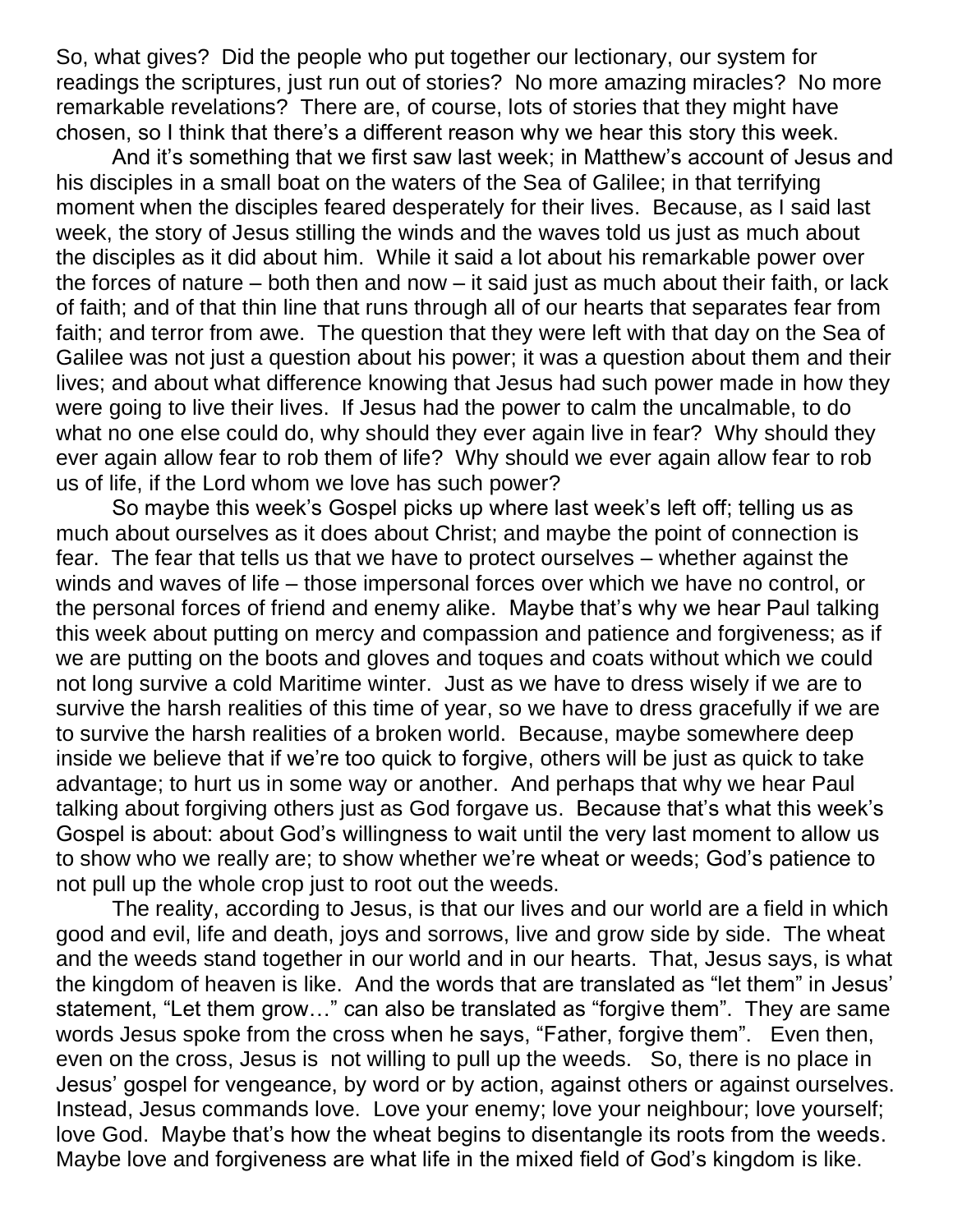So, what gives? Did the people who put together our lectionary, our system for readings the scriptures, just run out of stories? No more amazing miracles? No more remarkable revelations? There are, of course, lots of stories that they might have chosen, so I think that there's a different reason why we hear this story this week.

And it's something that we first saw last week; in Matthew's account of Jesus and his disciples in a small boat on the waters of the Sea of Galilee; in that terrifying moment when the disciples feared desperately for their lives. Because, as I said last week, the story of Jesus stilling the winds and the waves told us just as much about the disciples as it did about him. While it said a lot about his remarkable power over the forces of nature – both then and now – it said just as much about their faith, or lack of faith; and of that thin line that runs through all of our hearts that separates fear from faith; and terror from awe. The question that they were left with that day on the Sea of Galilee was not just a question about his power; it was a question about them and their lives; and about what difference knowing that Jesus had such power made in how they were going to live their lives. If Jesus had the power to calm the uncalmable, to do what no one else could do, why should they ever again live in fear? Why should they ever again allow fear to rob them of life? Why should we ever again allow fear to rob us of life, if the Lord whom we love has such power?

So maybe this week's Gospel picks up where last week's left off; telling us as much about ourselves as it does about Christ; and maybe the point of connection is fear. The fear that tells us that we have to protect ourselves – whether against the winds and waves of life – those impersonal forces over which we have no control, or the personal forces of friend and enemy alike. Maybe that's why we hear Paul talking this week about putting on mercy and compassion and patience and forgiveness; as if we are putting on the boots and gloves and toques and coats without which we could not long survive a cold Maritime winter. Just as we have to dress wisely if we are to survive the harsh realities of this time of year, so we have to dress gracefully if we are to survive the harsh realities of a broken world. Because, maybe somewhere deep inside we believe that if we're too quick to forgive, others will be just as quick to take advantage; to hurt us in some way or another. And perhaps that why we hear Paul talking about forgiving others just as God forgave us. Because that's what this week's Gospel is about: about God's willingness to wait until the very last moment to allow us to show who we really are; to show whether we're wheat or weeds; God's patience to not pull up the whole crop just to root out the weeds.

The reality, according to Jesus, is that our lives and our world are a field in which good and evil, life and death, joys and sorrows, live and grow side by side. The wheat and the weeds stand together in our world and in our hearts. That, Jesus says, is what the kingdom of heaven is like. And the words that are translated as "let them" in Jesus' statement, "Let them grow…" can also be translated as "forgive them". They are same words Jesus spoke from the cross when he says, "Father, forgive them". Even then, even on the cross, Jesus is not willing to pull up the weeds. So, there is no place in Jesus' gospel for vengeance, by word or by action, against others or against ourselves. Instead, Jesus commands love. Love your enemy; love your neighbour; love yourself; love God. Maybe that's how the wheat begins to disentangle its roots from the weeds. Maybe love and forgiveness are what life in the mixed field of God's kingdom is like.